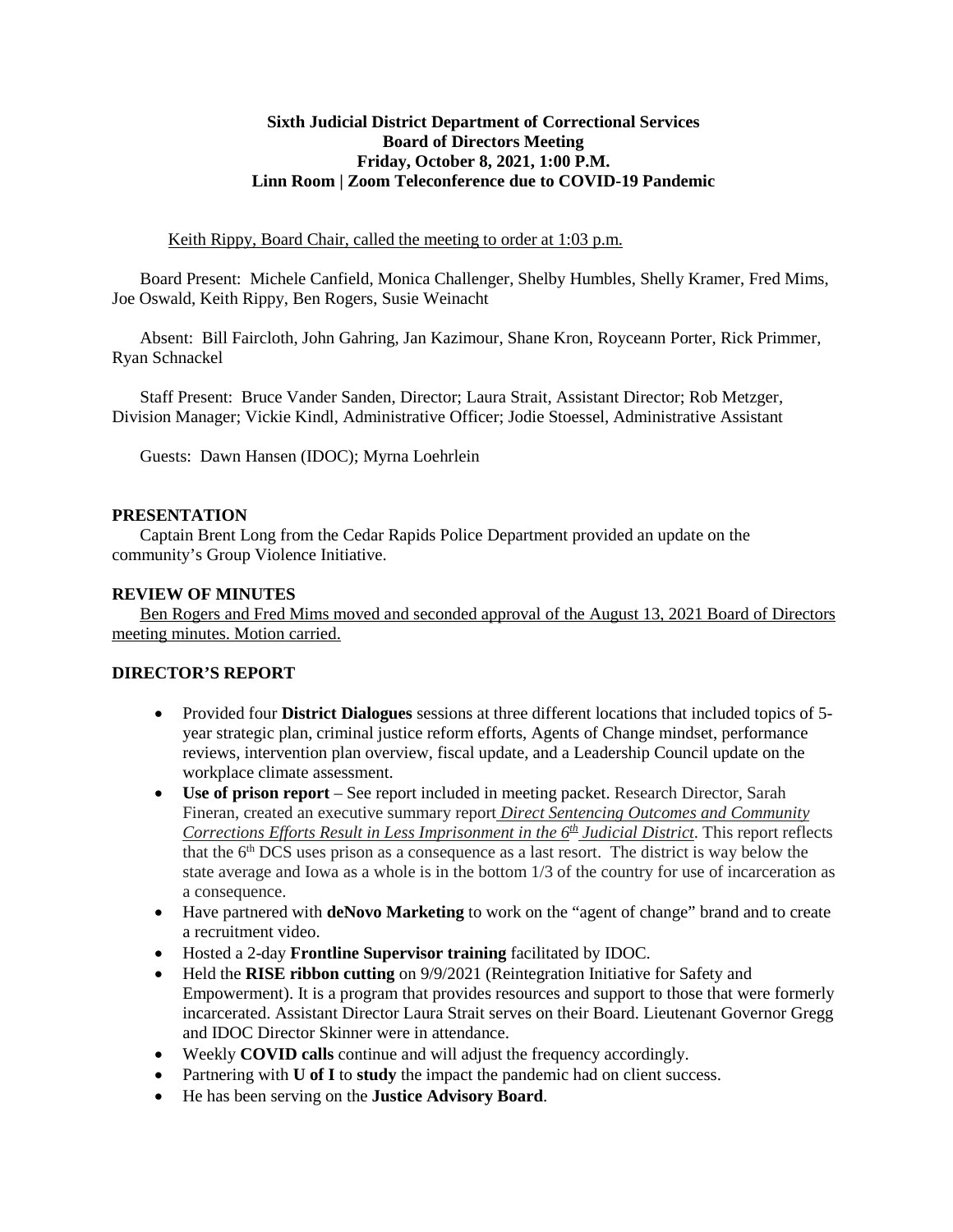**Sixth Judicial District Department of Correctional Services**
**Board of Directors Meeting**
**Friday, October 8, 2021, 1:00 P.M.**
**Linn Room | Zoom Teleconference due to COVID-19 Pandemic**

<u>Keith Rippy, Board Chair, called the meeting to order at 1:03 p.m.</u>

Board Present: Michele Canfield, Monica Challenger, Shelby Humbles, Shelly Kramer, Fred Mims, Joe Oswald, Keith Rippy, Ben Rogers, Susie Weinacht

Absent: Bill Faircloth, John Gahring, Jan Kazimour, Shane Kron, Royceann Porter, Rick Primmer, Ryan Schnackel

Staff Present: Bruce Vander Sanden, Director; Laura Strait, Assistant Director; Rob Metzger, Division Manager; Vickie Kindl, Administrative Officer; Jodie Stoessel, Administrative Assistant

Guests: Dawn Hansen (IDOC); Myrna Loehrlein

## PRESENTATION

Captain Brent Long from the Cedar Rapids Police Department provided an update on the community's Group Violence Initiative.

## REVIEW OF MINUTES

<u>Ben Rogers and Fred Mims moved and seconded approval of the August 13, 2021 Board of Directors meeting minutes. Motion carried.</u>

## DIRECTOR'S REPORT

- Provided four **District Dialogues** sessions at three different locations that included topics of 5-year strategic plan, criminal justice reform efforts, Agents of Change mindset, performance reviews, intervention plan overview, fiscal update, and a Leadership Council update on the workplace climate assessment.
- **Use of prison report** – See report included in meeting packet. Research Director, Sarah Fineran, created an executive summary report *<u>Direct Sentencing Outcomes and Community Corrections Efforts Result in Less Imprisonment in the 6th Judicial District</u>*. This report reflects that the 6th DCS uses prison as a consequence as a last resort. The district is way below the state average and Iowa as a whole is in the bottom 1/3 of the country for use of incarceration as a consequence.
- Have partnered with **deNovo Marketing** to work on the "agent of change" brand and to create a recruitment video.
- Hosted a 2-day **Frontline Supervisor training** facilitated by IDOC.
- Held the **RISE ribbon cutting** on 9/9/2021 (Reintegration Initiative for Safety and Empowerment). It is a program that provides resources and support to those that were formerly incarcerated. Assistant Director Laura Strait serves on their Board. Lieutenant Governor Gregg and IDOC Director Skinner were in attendance.
- Weekly **COVID calls** continue and will adjust the frequency accordingly.
- Partnering with **U of I** to **study** the impact the pandemic had on client success.
- He has been serving on the **Justice Advisory Board**.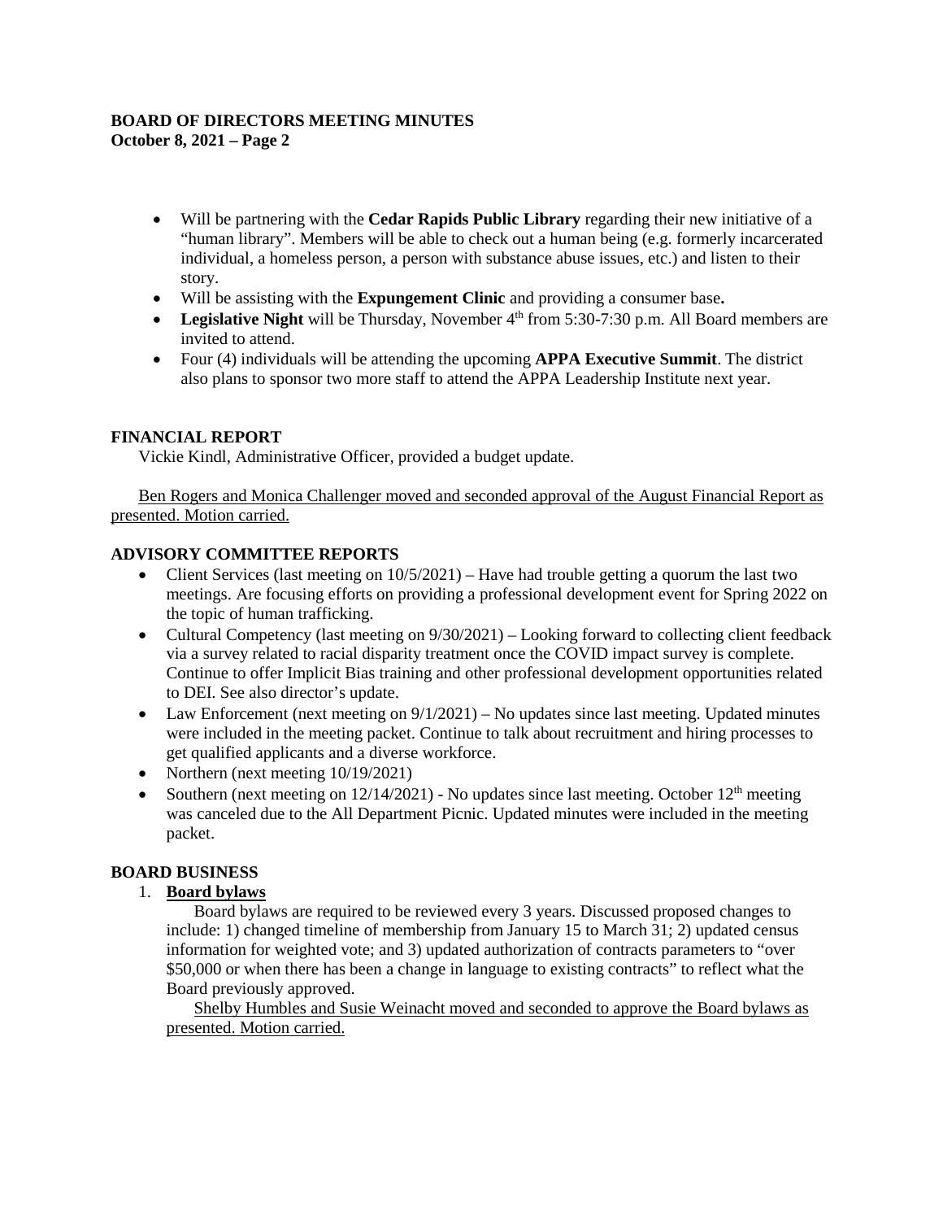- Will be partnering with the **Cedar Rapids Public Library** regarding their new initiative of a "human library". Members will be able to check out a human being (e.g. formerly incarcerated individual, a homeless person, a person with substance abuse issues, etc.) and listen to their story.
- Will be assisting with the **Expungement Clinic** and providing a consumer base**.**
- **Legislative Night** will be Thursday, November 4th from 5:30-7:30 p.m. All Board members are invited to attend.
- Four (4) individuals will be attending the upcoming **APPA Executive Summit**. The district also plans to sponsor two more staff to attend the APPA Leadership Institute next year.

## FINANCIAL REPORT

Vickie Kindl, Administrative Officer, provided a budget update.

<u>Ben Rogers and Monica Challenger moved and seconded approval of the August Financial Report as presented. Motion carried.</u>

## ADVISORY COMMITTEE REPORTS

- Client Services (last meeting on 10/5/2021) – Have had trouble getting a quorum the last two meetings. Are focusing efforts on providing a professional development event for Spring 2022 on the topic of human trafficking.
- Cultural Competency (last meeting on 9/30/2021) – Looking forward to collecting client feedback via a survey related to racial disparity treatment once the COVID impact survey is complete. Continue to offer Implicit Bias training and other professional development opportunities related to DEI. See also director's update.
- Law Enforcement (next meeting on 9/1/2021) – No updates since last meeting. Updated minutes were included in the meeting packet. Continue to talk about recruitment and hiring processes to get qualified applicants and a diverse workforce.
- Northern (next meeting 10/19/2021)
- Southern (next meeting on 12/14/2021) - No updates since last meeting. October 12th meeting was canceled due to the All Department Picnic. Updated minutes were included in the meeting packet.

## BOARD BUSINESS

1. **<u>Board bylaws</u>**

   Board bylaws are required to be reviewed every 3 years. Discussed proposed changes to include: 1) changed timeline of membership from January 15 to March 31; 2) updated census information for weighted vote; and 3) updated authorization of contracts parameters to "over $50,000 or when there has been a change in language to existing contracts" to reflect what the Board previously approved.

   <u>Shelby Humbles and Susie Weinacht moved and seconded to approve the Board bylaws as presented. Motion carried.</u>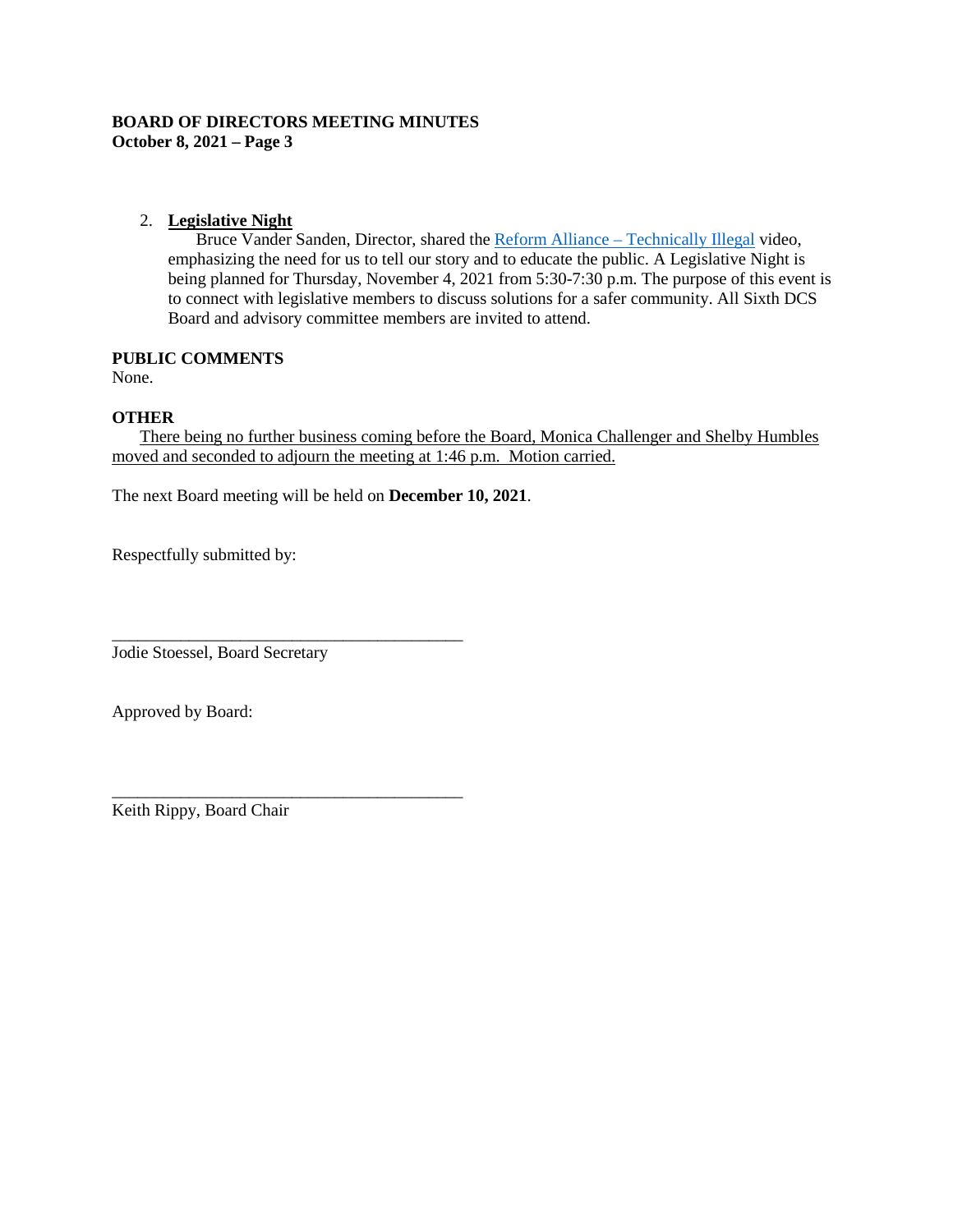2. **Legislative Night**

   Bruce Vander Sanden, Director, shared the [Reform Alliance – Technically Illegal]() video, emphasizing the need for us to tell our story and to educate the public. A Legislative Night is being planned for Thursday, November 4, 2021 from 5:30-7:30 p.m. The purpose of this event is to connect with legislative members to discuss solutions for a safer community. All Sixth DCS Board and advisory committee members are invited to attend.

**PUBLIC COMMENTS**

None.

**OTHER**

There being no further business coming before the Board, Monica Challenger and Shelby Humbles moved and seconded to adjourn the meeting at 1:46 p.m. Motion carried.

The next Board meeting will be held on **December 10, 2021**.

Respectfully submitted by:

\_\_\_\_\_\_\_\_\_\_\_\_\_\_\_\_\_\_\_\_\_\_\_\_\_\_\_\_\_\_\_\_\_\_\_\_\_\_\_\_\_\_

Jodie Stoessel, Board Secretary

Approved by Board:

\_\_\_\_\_\_\_\_\_\_\_\_\_\_\_\_\_\_\_\_\_\_\_\_\_\_\_\_\_\_\_\_\_\_\_\_\_\_\_\_\_\_

Keith Rippy, Board Chair